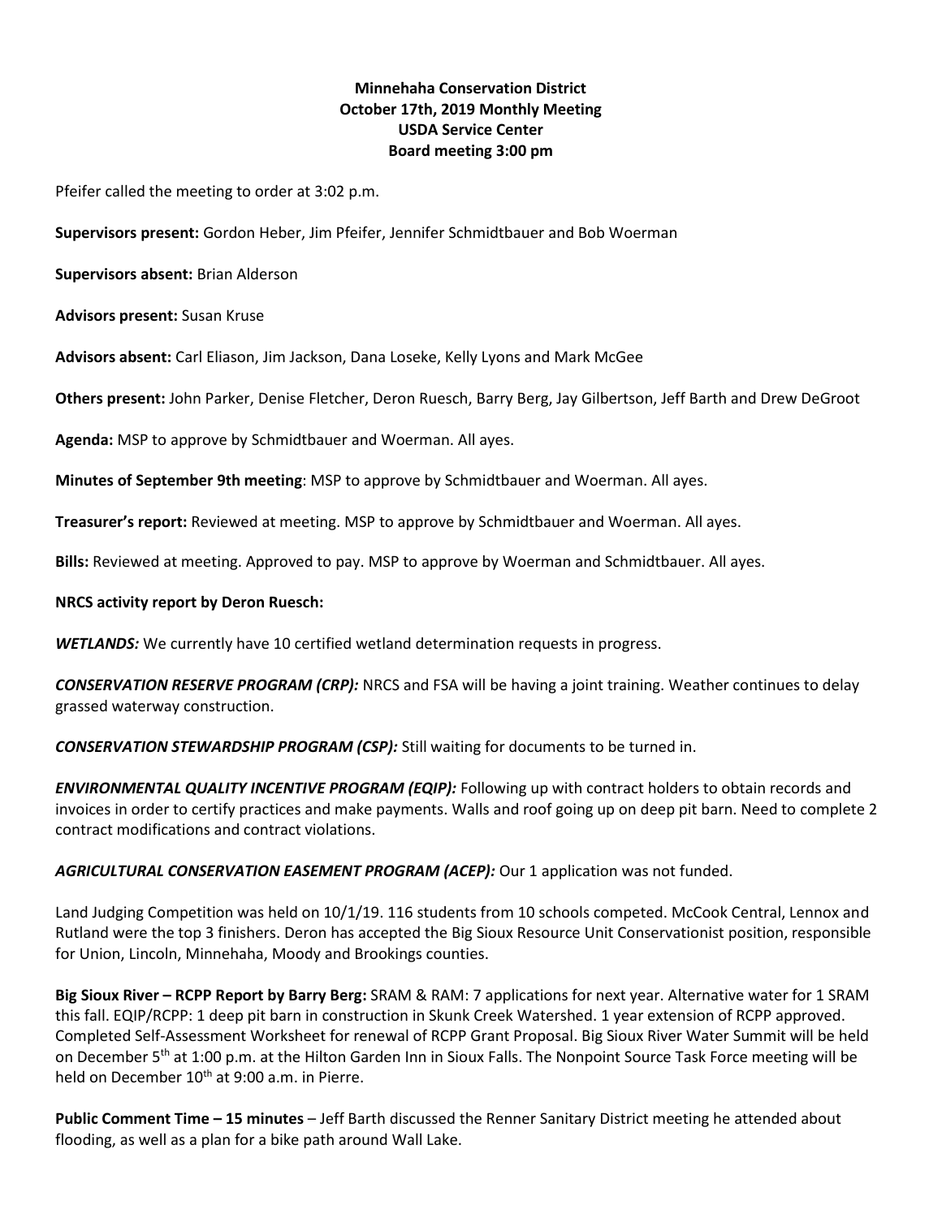**Minnehaha Conservation District**
**October 17th, 2019 Monthly Meeting**
**USDA Service Center**
**Board meeting 3:00 pm**

Pfeifer called the meeting to order at 3:02 p.m.

**Supervisors present:** Gordon Heber, Jim Pfeifer, Jennifer Schmidtbauer and Bob Woerman

**Supervisors absent:** Brian Alderson

**Advisors present:** Susan Kruse

**Advisors absent:** Carl Eliason, Jim Jackson, Dana Loseke, Kelly Lyons and Mark McGee

**Others present:** John Parker, Denise Fletcher, Deron Ruesch, Barry Berg, Jay Gilbertson, Jeff Barth and Drew DeGroot

**Agenda:** MSP to approve by Schmidtbauer and Woerman. All ayes.

**Minutes of September 9th meeting**: MSP to approve by Schmidtbauer and Woerman. All ayes.

**Treasurer's report:** Reviewed at meeting. MSP to approve by Schmidtbauer and Woerman. All ayes.

**Bills:** Reviewed at meeting. Approved to pay. MSP to approve by Woerman and Schmidtbauer. All ayes.

**NRCS activity report by Deron Ruesch:**

***WETLANDS:*** We currently have 10 certified wetland determination requests in progress.

***CONSERVATION RESERVE PROGRAM (CRP):*** NRCS and FSA will be having a joint training. Weather continues to delay grassed waterway construction.

***CONSERVATION STEWARDSHIP PROGRAM (CSP):*** Still waiting for documents to be turned in.

***ENVIRONMENTAL QUALITY INCENTIVE PROGRAM (EQIP):*** Following up with contract holders to obtain records and invoices in order to certify practices and make payments. Walls and roof going up on deep pit barn. Need to complete 2 contract modifications and contract violations.

***AGRICULTURAL CONSERVATION EASEMENT PROGRAM (ACEP):*** Our 1 application was not funded.

Land Judging Competition was held on 10/1/19. 116 students from 10 schools competed. McCook Central, Lennox and Rutland were the top 3 finishers. Deron has accepted the Big Sioux Resource Unit Conservationist position, responsible for Union, Lincoln, Minnehaha, Moody and Brookings counties.

**Big Sioux River – RCPP Report by Barry Berg:** SRAM & RAM: 7 applications for next year. Alternative water for 1 SRAM this fall. EQIP/RCPP: 1 deep pit barn in construction in Skunk Creek Watershed. 1 year extension of RCPP approved. Completed Self-Assessment Worksheet for renewal of RCPP Grant Proposal. Big Sioux River Water Summit will be held on December 5th at 1:00 p.m. at the Hilton Garden Inn in Sioux Falls. The Nonpoint Source Task Force meeting will be held on December 10th at 9:00 a.m. in Pierre.

**Public Comment Time – 15 minutes** – Jeff Barth discussed the Renner Sanitary District meeting he attended about flooding, as well as a plan for a bike path around Wall Lake.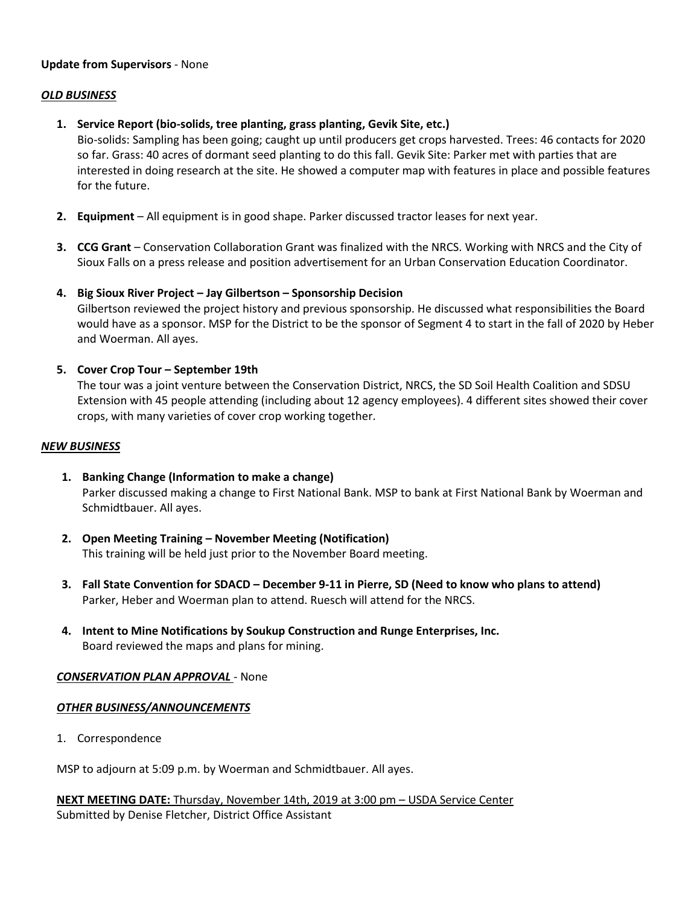**Update from Supervisors** - None

***OLD BUSINESS***

1. **Service Report (bio-solids, tree planting, grass planting, Gevik Site, etc.)**
   Bio-solids: Sampling has been going; caught up until producers get crops harvested. Trees: 46 contacts for 2020 so far. Grass: 40 acres of dormant seed planting to do this fall. Gevik Site: Parker met with parties that are interested in doing research at the site. He showed a computer map with features in place and possible features for the future.

2. **Equipment** – All equipment is in good shape. Parker discussed tractor leases for next year.

3. **CCG Grant** – Conservation Collaboration Grant was finalized with the NRCS. Working with NRCS and the City of Sioux Falls on a press release and position advertisement for an Urban Conservation Education Coordinator.

4. **Big Sioux River Project – Jay Gilbertson – Sponsorship Decision**
   Gilbertson reviewed the project history and previous sponsorship. He discussed what responsibilities the Board would have as a sponsor. MSP for the District to be the sponsor of Segment 4 to start in the fall of 2020 by Heber and Woerman. All ayes.

5. **Cover Crop Tour – September 19th**
   The tour was a joint venture between the Conservation District, NRCS, the SD Soil Health Coalition and SDSU Extension with 45 people attending (including about 12 agency employees). 4 different sites showed their cover crops, with many varieties of cover crop working together.

***NEW BUSINESS***

1. **Banking Change (Information to make a change)**
   Parker discussed making a change to First National Bank. MSP to bank at First National Bank by Woerman and Schmidtbauer. All ayes.

2. **Open Meeting Training – November Meeting (Notification)**
   This training will be held just prior to the November Board meeting.

3. **Fall State Convention for SDACD – December 9-11 in Pierre, SD (Need to know who plans to attend)**
   Parker, Heber and Woerman plan to attend. Ruesch will attend for the NRCS.

4. **Intent to Mine Notifications by Soukup Construction and Runge Enterprises, Inc.**
   Board reviewed the maps and plans for mining.

***CONSERVATION PLAN APPROVAL*** - None

***OTHER BUSINESS/ANNOUNCEMENTS***

1. Correspondence

MSP to adjourn at 5:09 p.m. by Woerman and Schmidtbauer. All ayes.

**NEXT MEETING DATE:** Thursday, November 14th, 2019 at 3:00 pm – USDA Service Center
Submitted by Denise Fletcher, District Office Assistant